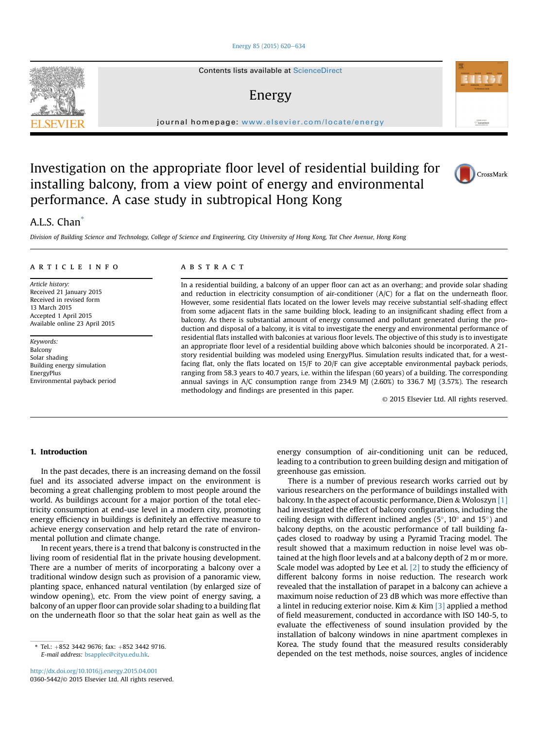Contents lists available at ScienceDirect

# Energy

journal homepage: www.elsevier.com/locate/energy

# Investigation on the appropriate floor level of residential building for installing balcony, from a view point of energy and environmental performance. A case study in subtropical Hong Kong

A.L.S. Chan*

*Division of Building Science and Technology, College of Science and Engineering, City University of Hong Kong, Tat Chee Avenue, Hong Kong*

## ARTICLE INFO

*Article history:*
Received 21 January 2015
Received in revised form
13 March 2015
Accepted 1 April 2015
Available online 23 April 2015

*Keywords:*
Balcony
Solar shading
Building energy simulation
EnergyPlus
Environmental payback period

## ABSTRACT

In a residential building, a balcony of an upper floor can act as an overhang; and provide solar shading and reduction in electricity consumption of air-conditioner (A/C) for a flat on the underneath floor. However, some residential flats located on the lower levels may receive substantial self-shading effect from some adjacent flats in the same building block, leading to an insignificant shading effect from a balcony. As there is substantial amount of energy consumed and pollutant generated during the production and disposal of a balcony, it is vital to investigate the energy and environmental performance of residential flats installed with balconies at various floor levels. The objective of this study is to investigate an appropriate floor level of a residential building above which balconies should be incorporated. A 21-story residential building was modeled using EnergyPlus. Simulation results indicated that, for a west-facing flat, only the flats located on 15/F to 20/F can give acceptable environmental payback periods, ranging from 58.3 years to 40.7 years, i.e. within the lifespan (60 years) of a building. The corresponding annual savings in A/C consumption range from 234.9 MJ (2.60%) to 336.7 MJ (3.57%). The research methodology and findings are presented in this paper.

© 2015 Elsevier Ltd. All rights reserved.

## 1. Introduction

In the past decades, there is an increasing demand on the fossil fuel and its associated adverse impact on the environment is becoming a great challenging problem to most people around the world. As buildings account for a major portion of the total electricity consumption at end-use level in a modern city, promoting energy efficiency in buildings is definitely an effective measure to achieve energy conservation and help retard the rate of environmental pollution and climate change.

In recent years, there is a trend that balcony is constructed in the living room of residential flat in the private housing development. There are a number of merits of incorporating a balcony over a traditional window design such as provision of a panoramic view, planting space, enhanced natural ventilation (by enlarged size of window opening), etc. From the view point of energy saving, a balcony of an upper floor can provide solar shading to a building flat on the underneath floor so that the solar heat gain as well as the energy consumption of air-conditioning unit can be reduced, leading to a contribution to green building design and mitigation of greenhouse gas emission.

There is a number of previous research works carried out by various researchers on the performance of buildings installed with balcony. In the aspect of acoustic performance, Dien & Woloszyn [1] had investigated the effect of balcony configurations, including the ceiling design with different inclined angles (5°, 10° and 15°) and balcony depths, on the acoustic performance of tall building façades closed to roadway by using a Pyramid Tracing model. The result showed that a maximum reduction in noise level was obtained at the high floor levels and at a balcony depth of 2 m or more. Scale model was adopted by Lee et al. [2] to study the efficiency of different balcony forms in noise reduction. The research work revealed that the installation of parapet in a balcony can achieve a maximum noise reduction of 23 dB which was more effective than a lintel in reducing exterior noise. Kim & Kim [3] applied a method of field measurement, conducted in accordance with ISO 140-5, to evaluate the effectiveness of sound insulation provided by the installation of balcony windows in nine apartment complexes in Korea. The study found that the measured results considerably depended on the test methods, noise sources, angles of incidence

* Tel.: +852 3442 9676; fax: +852 3442 9716.
*E-mail address:* bsapplec@cityu.edu.hk.

http://dx.doi.org/10.1016/j.energy.2015.04.001
0360-5442/© 2015 Elsevier Ltd. All rights reserved.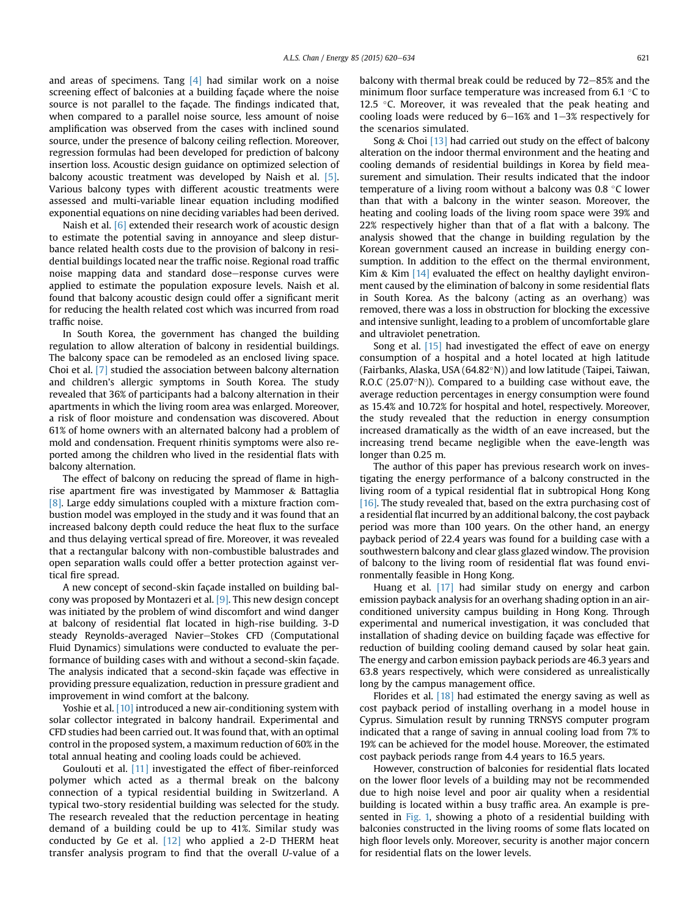and areas of specimens. Tang [4] had similar work on a noise screening effect of balconies at a building façade where the noise source is not parallel to the façade. The findings indicated that, when compared to a parallel noise source, less amount of noise amplification was observed from the cases with inclined sound source, under the presence of balcony ceiling reflection. Moreover, regression formulas had been developed for prediction of balcony insertion loss. Acoustic design guidance on optimized selection of balcony acoustic treatment was developed by Naish et al. [5]. Various balcony types with different acoustic treatments were assessed and multi-variable linear equation including modified exponential equations on nine deciding variables had been derived.

Naish et al. [6] extended their research work of acoustic design to estimate the potential saving in annoyance and sleep disturbance related health costs due to the provision of balcony in residential buildings located near the traffic noise. Regional road traffic noise mapping data and standard dose–response curves were applied to estimate the population exposure levels. Naish et al. found that balcony acoustic design could offer a significant merit for reducing the health related cost which was incurred from road traffic noise.

In South Korea, the government has changed the building regulation to allow alteration of balcony in residential buildings. The balcony space can be remodeled as an enclosed living space. Choi et al. [7] studied the association between balcony alternation and children's allergic symptoms in South Korea. The study revealed that 36% of participants had a balcony alternation in their apartments in which the living room area was enlarged. Moreover, a risk of floor moisture and condensation was discovered. About 61% of home owners with an alternated balcony had a problem of mold and condensation. Frequent rhinitis symptoms were also reported among the children who lived in the residential flats with balcony alternation.

The effect of balcony on reducing the spread of flame in high-rise apartment fire was investigated by Mammoser & Battaglia [8]. Large eddy simulations coupled with a mixture fraction combustion model was employed in the study and it was found that an increased balcony depth could reduce the heat flux to the surface and thus delaying vertical spread of fire. Moreover, it was revealed that a rectangular balcony with non-combustible balustrades and open separation walls could offer a better protection against vertical fire spread.

A new concept of second-skin façade installed on building balcony was proposed by Montazeri et al. [9]. This new design concept was initiated by the problem of wind discomfort and wind danger at balcony of residential flat located in high-rise building. 3-D steady Reynolds-averaged Navier–Stokes CFD (Computational Fluid Dynamics) simulations were conducted to evaluate the performance of building cases with and without a second-skin façade. The analysis indicated that a second-skin façade was effective in providing pressure equalization, reduction in pressure gradient and improvement in wind comfort at the balcony.

Yoshie et al. [10] introduced a new air-conditioning system with solar collector integrated in balcony handrail. Experimental and CFD studies had been carried out. It was found that, with an optimal control in the proposed system, a maximum reduction of 60% in the total annual heating and cooling loads could be achieved.

Goulouti et al. [11] investigated the effect of fiber-reinforced polymer which acted as a thermal break on the balcony connection of a typical residential building in Switzerland. A typical two-story residential building was selected for the study. The research revealed that the reduction percentage in heating demand of a building could be up to 41%. Similar study was conducted by Ge et al. [12] who applied a 2-D THERM heat transfer analysis program to find that the overall *U*-value of a balcony with thermal break could be reduced by 72–85% and the minimum floor surface temperature was increased from 6.1 °C to 12.5 °C. Moreover, it was revealed that the peak heating and cooling loads were reduced by 6–16% and 1–3% respectively for the scenarios simulated.

Song & Choi [13] had carried out study on the effect of balcony alteration on the indoor thermal environment and the heating and cooling demands of residential buildings in Korea by field measurement and simulation. Their results indicated that the indoor temperature of a living room without a balcony was 0.8 °C lower than that with a balcony in the winter season. Moreover, the heating and cooling loads of the living room space were 39% and 22% respectively higher than that of a flat with a balcony. The analysis showed that the change in building regulation by the Korean government caused an increase in building energy consumption. In addition to the effect on the thermal environment, Kim & Kim [14] evaluated the effect on healthy daylight environment caused by the elimination of balcony in some residential flats in South Korea. As the balcony (acting as an overhang) was removed, there was a loss in obstruction for blocking the excessive and intensive sunlight, leading to a problem of uncomfortable glare and ultraviolet penetration.

Song et al. [15] had investigated the effect of eave on energy consumption of a hospital and a hotel located at high latitude (Fairbanks, Alaska, USA (64.82°N)) and low latitude (Taipei, Taiwan, R.O.C (25.07°N)). Compared to a building case without eave, the average reduction percentages in energy consumption were found as 15.4% and 10.72% for hospital and hotel, respectively. Moreover, the study revealed that the reduction in energy consumption increased dramatically as the width of an eave increased, but the increasing trend became negligible when the eave-length was longer than 0.25 m.

The author of this paper has previous research work on investigating the energy performance of a balcony constructed in the living room of a typical residential flat in subtropical Hong Kong [16]. The study revealed that, based on the extra purchasing cost of a residential flat incurred by an additional balcony, the cost payback period was more than 100 years. On the other hand, an energy payback period of 22.4 years was found for a building case with a southwestern balcony and clear glass glazed window. The provision of balcony to the living room of residential flat was found environmentally feasible in Hong Kong.

Huang et al. [17] had similar study on energy and carbon emission payback analysis for an overhang shading option in an air-conditioned university campus building in Hong Kong. Through experimental and numerical investigation, it was concluded that installation of shading device on building façade was effective for reduction of building cooling demand caused by solar heat gain. The energy and carbon emission payback periods are 46.3 years and 63.8 years respectively, which were considered as unrealistically long by the campus management office.

Florides et al. [18] had estimated the energy saving as well as cost payback period of installing overhang in a model house in Cyprus. Simulation result by running TRNSYS computer program indicated that a range of saving in annual cooling load from 7% to 19% can be achieved for the model house. Moreover, the estimated cost payback periods range from 4.4 years to 16.5 years.

However, construction of balconies for residential flats located on the lower floor levels of a building may not be recommended due to high noise level and poor air quality when a residential building is located within a busy traffic area. An example is presented in Fig. 1, showing a photo of a residential building with balconies constructed in the living rooms of some flats located on high floor levels only. Moreover, security is another major concern for residential flats on the lower levels.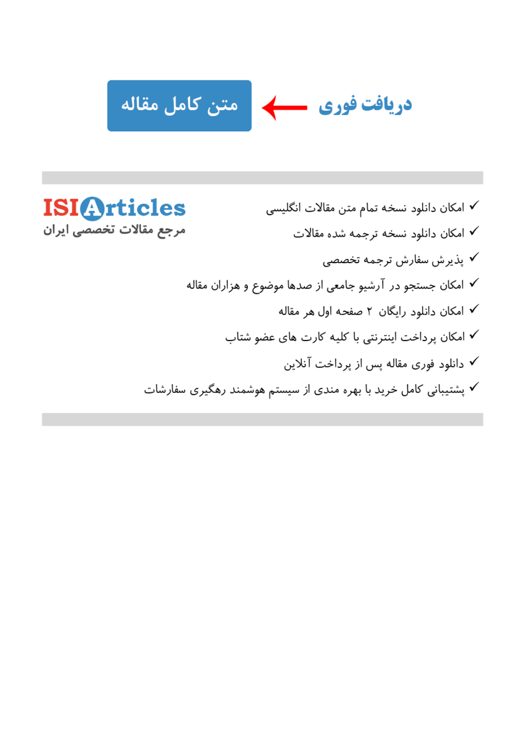دریافت فوری ← **متن کامل مقاله**

**ISIArticles**
مرجع مقالات تخصصی ایران

- ✓ امکان دانلود نسخه تمام متن مقالات انگلیسی
- ✓ امکان دانلود نسخه ترجمه شده مقالات
- ✓ پذیرش سفارش ترجمه تخصصی
- ✓ امکان جستجو در آرشیو جامعی از صدها موضوع و هزاران مقاله
- ✓ امکان دانلود رایگان ۲ صفحه اول هر مقاله
- ✓ امکان پرداخت اینترنتی با کلیه کارت های عضو شتاب
- ✓ دانلود فوری مقاله پس از پرداخت آنلاین
- ✓ پشتیبانی کامل خرید با بهره مندی از سیستم هوشمند رهگیری سفارشات